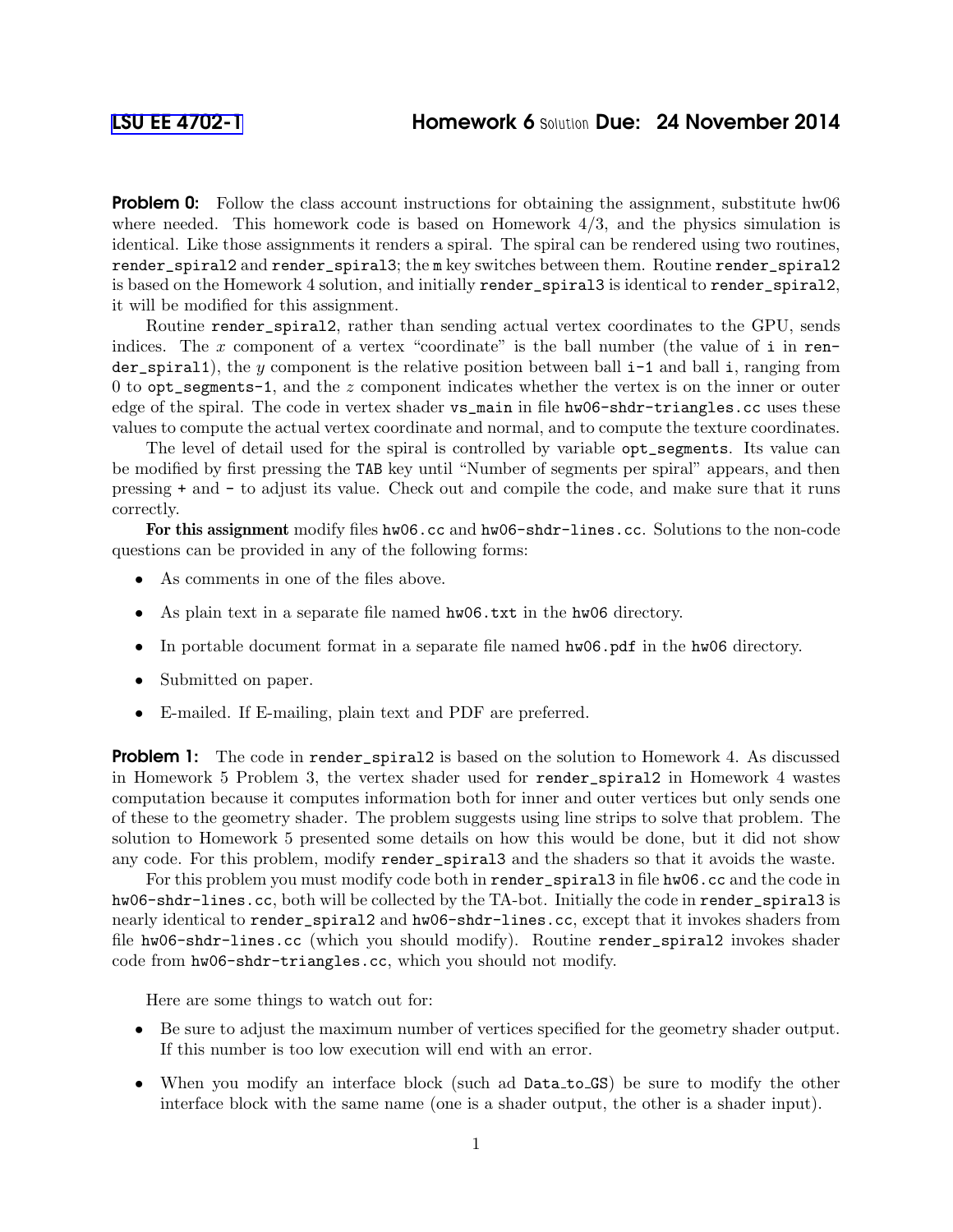LSU EE 4702-1 **Homework 6** Solution **Due: 24 November 2014**

**Problem 0:** Follow the class account instructions for obtaining the assignment, substitute hw06 where needed. This homework code is based on Homework 4/3, and the physics simulation is identical. Like those assignments it renders a spiral. The spiral can be rendered using two routines, `render_spiral2` and `render_spiral3`; the `m` key switches between them. Routine `render_spiral2` is based on the Homework 4 solution, and initially `render_spiral3` is identical to `render_spiral2`, it will be modified for this assignment.

Routine `render_spiral2`, rather than sending actual vertex coordinates to the GPU, sends indices. The $x$ component of a vertex "coordinate" is the ball number (the value of `i` in `render_spiral1`), the $y$ component is the relative position between ball `i-1` and ball `i`, ranging from 0 to `opt_segments-1`, and the $z$ component indicates whether the vertex is on the inner or outer edge of the spiral. The code in vertex shader `vs_main` in file `hw06-shdr-triangles.cc` uses these values to compute the actual vertex coordinate and normal, and to compute the texture coordinates.

The level of detail used for the spiral is controlled by variable `opt_segments`. Its value can be modified by first pressing the `TAB` key until "Number of segments per spiral" appears, and then pressing `+` and `-` to adjust its value. Check out and compile the code, and make sure that it runs correctly.

**For this assignment** modify files `hw06.cc` and `hw06-shdr-lines.cc`. Solutions to the non-code questions can be provided in any of the following forms:

- As comments in one of the files above.
- As plain text in a separate file named `hw06.txt` in the `hw06` directory.
- In portable document format in a separate file named `hw06.pdf` in the `hw06` directory.
- Submitted on paper.
- E-mailed. If E-mailing, plain text and PDF are preferred.

**Problem 1:** The code in `render_spiral2` is based on the solution to Homework 4. As discussed in Homework 5 Problem 3, the vertex shader used for `render_spiral2` in Homework 4 wastes computation because it computes information both for inner and outer vertices but only sends one of these to the geometry shader. The problem suggests using line strips to solve that problem. The solution to Homework 5 presented some details on how this would be done, but it did not show any code. For this problem, modify `render_spiral3` and the shaders so that it avoids the waste.

For this problem you must modify code both in `render_spiral3` in file `hw06.cc` and the code in `hw06-shdr-lines.cc`, both will be collected by the TA-bot. Initially the code in `render_spiral3` is nearly identical to `render_spiral2` and `hw06-shdr-lines.cc`, except that it invokes shaders from file `hw06-shdr-lines.cc` (which you should modify). Routine `render_spiral2` invokes shader code from `hw06-shdr-triangles.cc`, which you should not modify.

Here are some things to watch out for:

- Be sure to adjust the maximum number of vertices specified for the geometry shader output. If this number is too low execution will end with an error.
- When you modify an interface block (such ad Data_to_GS) be sure to modify the other interface block with the same name (one is a shader output, the other is a shader input).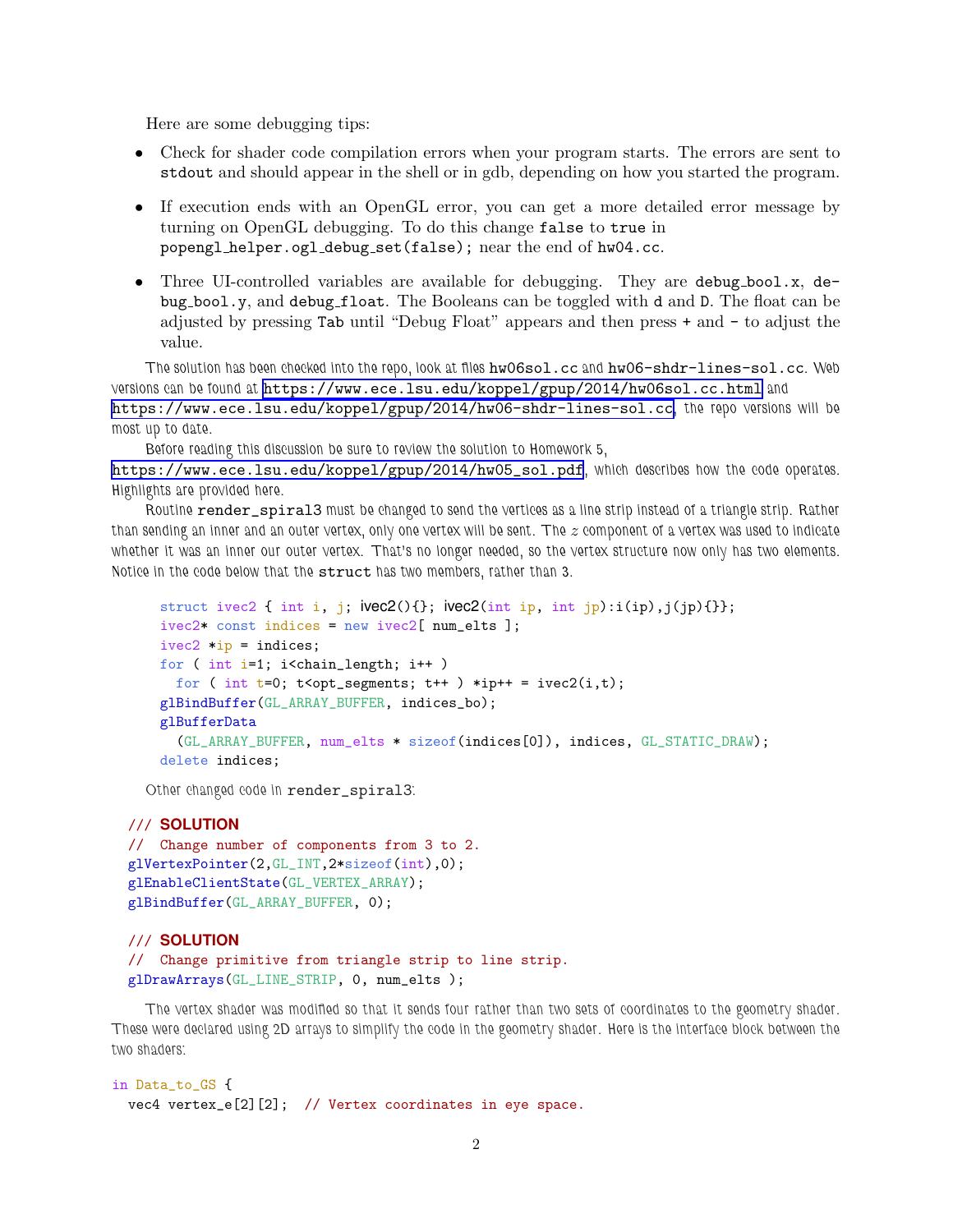Here are some debugging tips:

- Check for shader code compilation errors when your program starts. The errors are sent to `stdout` and should appear in the shell or in gdb, depending on how you started the program.
- If execution ends with an OpenGL error, you can get a more detailed error message by turning on OpenGL debugging. To do this change `false` to `true` in `popengl_helper.ogl_debug_set(false);` near the end of `hw04.cc`.
- Three UI-controlled variables are available for debugging. They are `debug_bool.x`, `debug_bool.y`, and `debug_float`. The Booleans can be toggled with `d` and `D`. The float can be adjusted by pressing `Tab` until "Debug Float" appears and then press `+` and `-` to adjust the value.

The solution has been checked into the repo, look at files `hw06sol.cc` and `hw06-shdr-lines-sol.cc`. Web versions can be found at https://www.ece.lsu.edu/koppel/gpup/2014/hw06sol.cc.html and https://www.ece.lsu.edu/koppel/gpup/2014/hw06-shdr-lines-sol.cc, the repo versions will be most up to date.

Before reading this discussion be sure to review the solution to Homework 5, https://www.ece.lsu.edu/koppel/gpup/2014/hw05_sol.pdf, which describes how the code operates. Highlights are provided here.

Routine `render_spiral3` must be changed to send the vertices as a line strip instead of a triangle strip. Rather than sending an inner and an outer vertex, only one vertex will be sent. The $z$ component of a vertex was used to indicate whether it was an inner our outer vertex. That's no longer needed, so the vertex structure now only has two elements. Notice in the code below that the `struct` has two members, rather than 3.

```
struct ivec2 { int i, j; ivec2(){}; ivec2(int ip, int jp):i(ip),j(jp){}};
ivec2* const indices = new ivec2[ num_elts ];
ivec2 *ip = indices;
for ( int i=1; i<chain_length; i++ )
  for ( int t=0; t<opt_segments; t++ ) *ip++ = ivec2(i,t);
glBindBuffer(GL_ARRAY_BUFFER, indices_bo);
glBufferData
  (GL_ARRAY_BUFFER, num_elts * sizeof(indices[0]), indices, GL_STATIC_DRAW);
delete indices;
```

Other changed code in `render_spiral3`:

```
/// SOLUTION
//  Change number of components from 3 to 2.
glVertexPointer(2,GL_INT,2*sizeof(int),0);
glEnableClientState(GL_VERTEX_ARRAY);
glBindBuffer(GL_ARRAY_BUFFER, 0);

/// SOLUTION
//  Change primitive from triangle strip to line strip.
glDrawArrays(GL_LINE_STRIP, 0, num_elts );
```

The vertex shader was modified so that it sends four rather than two sets of coordinates to the geometry shader. These were declared using 2D arrays to simplify the code in the geometry shader. Here is the interface block between the two shaders:

```
in Data_to_GS {
  vec4 vertex_e[2][2];  // Vertex coordinates in eye space.
```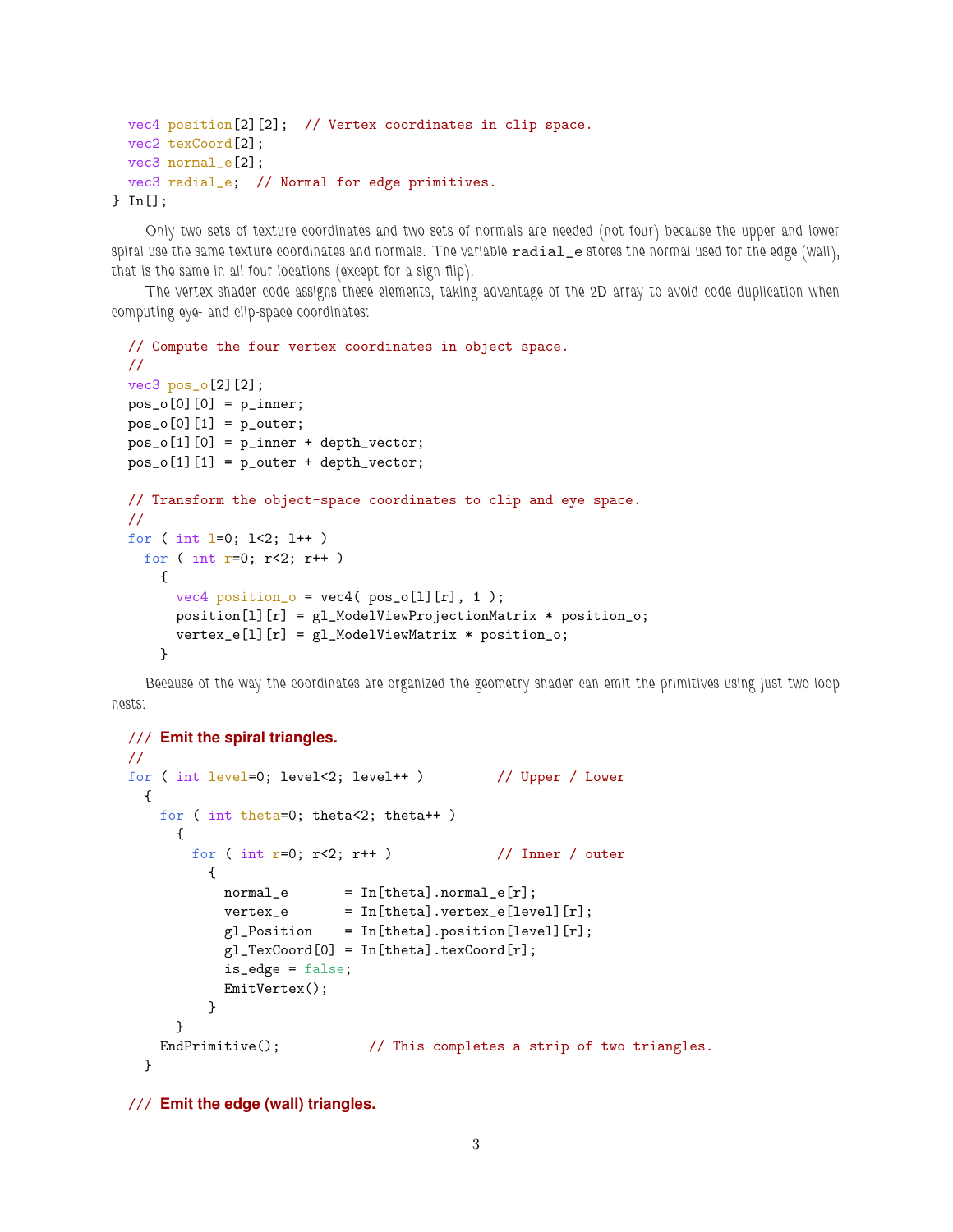```
  vec4 position[2][2];  // Vertex coordinates in clip space.
  vec2 texCoord[2];
  vec3 normal_e[2];
  vec3 radial_e;  // Normal for edge primitives.
} In[];
```

Only two sets of texture coordinates and two sets of normals are needed (not four) because the upper and lower spiral use the same texture coordinates and normals. The variable `radial_e` stores the normal used for the edge (wall), that is the same in all four locations (except for a sign flip).

The vertex shader code assigns these elements, taking advantage of the 2D array to avoid code duplication when computing eye- and clip-space coordinates:

```
  // Compute the four vertex coordinates in object space.
  //
  vec3 pos_o[2][2];
  pos_o[0][0] = p_inner;
  pos_o[0][1] = p_outer;
  pos_o[1][0] = p_inner + depth_vector;
  pos_o[1][1] = p_outer + depth_vector;

  // Transform the object-space coordinates to clip and eye space.
  //
  for ( int l=0; l<2; l++ )
    for ( int r=0; r<2; r++ )
      {
        vec4 position_o = vec4( pos_o[l][r], 1 );
        position[l][r] = gl_ModelViewProjectionMatrix * position_o;
        vertex_e[l][r] = gl_ModelViewMatrix * position_o;
      }
```

Because of the way the coordinates are organized the geometry shader can emit the primitives using just two loop nests:

```
  /// Emit the spiral triangles.
  //
  for ( int level=0; level<2; level++ )         // Upper / Lower
    {
      for ( int theta=0; theta<2; theta++ )
        {
          for ( int r=0; r<2; r++ )             // Inner / outer
            {
              normal_e       = In[theta].normal_e[r];
              vertex_e       = In[theta].vertex_e[level][r];
              gl_Position    = In[theta].position[level][r];
              gl_TexCoord[0] = In[theta].texCoord[r];
              is_edge = false;
              EmitVertex();
            }
        }
      EndPrimitive();           // This completes a strip of two triangles.
    }

  /// Emit the edge (wall) triangles.
```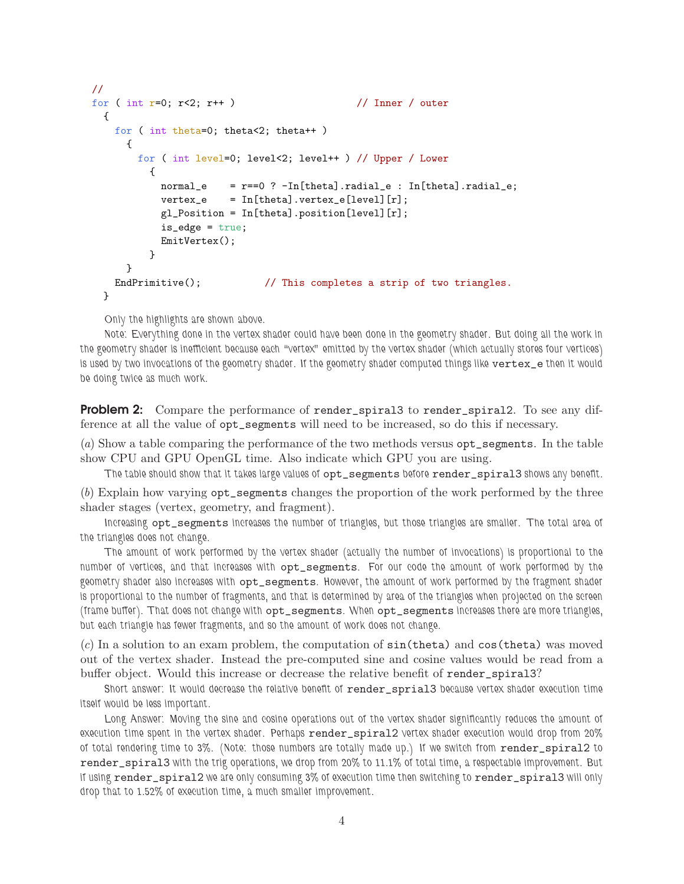```
//
for ( int r=0; r<2; r++ )                    // Inner / outer
  {
    for ( int theta=0; theta<2; theta++ )
      {
        for ( int level=0; level<2; level++ ) // Upper / Lower
          {
            normal_e    = r==0 ? -In[theta].radial_e : In[theta].radial_e;
            vertex_e    = In[theta].vertex_e[level][r];
            gl_Position = In[theta].position[level][r];
            is_edge = true;
            EmitVertex();
          }
      }
    EndPrimitive();           // This completes a strip of two triangles.
  }
```

Only the highlights are shown above.

Note: Everything done in the vertex shader could have been done in the geometry shader. But doing all the work in the geometry shader is inefficient because each "vertex" emitted by the vertex shader (which actually stores four vertices) is used by two invocations of the geometry shader. If the geometry shader computed things like `vertex_e` then it would be doing twice as much work.

**Problem 2:** Compare the performance of `render_spiral3` to `render_spiral2`. To see any difference at all the value of `opt_segments` will need to be increased, so do this if necessary.

(*a*) Show a table comparing the performance of the two methods versus `opt_segments`. In the table show CPU and GPU OpenGL time. Also indicate which GPU you are using.

The table should show that it takes large values of `opt_segments` before `render_spiral3` shows any benefit.

(*b*) Explain how varying `opt_segments` changes the proportion of the work performed by the three shader stages (vertex, geometry, and fragment).

Increasing `opt_segments` increases the number of triangles, but those triangles are smaller. The total area of the triangles does not change.

The amount of work performed by the vertex shader (actually the number of invocations) is proportional to the number of vertices, and that increases with `opt_segments`. For our code the amount of work performed by the geometry shader also increases with `opt_segments`. However, the amount of work performed by the fragment shader is proportional to the number of fragments, and that is determined by area of the triangles when projected on the screen (frame buffer). That does not change with `opt_segments`. When `opt_segments` increases there are more triangles, but each triangle has fewer fragments, and so the amount of work does not change.

(*c*) In a solution to an exam problem, the computation of `sin(theta)` and `cos(theta)` was moved out of the vertex shader. Instead the pre-computed sine and cosine values would be read from a buffer object. Would this increase or decrease the relative benefit of `render_spiral3`?

Short answer: It would decrease the relative benefit of `render_sprial3` because vertex shader execution time itself would be less important.

Long Answer: Moving the sine and cosine operations out of the vertex shader significantly reduces the amount of execution time spent in the vertex shader. Perhaps `render_spiral2` vertex shader execution would drop from 20% of total rendering time to 3%. (Note: those numbers are totally made up.) If we switch from `render_spiral2` to `render_spiral3` with the trig operations, we drop from 20% to 11.1% of total time, a respectable improvement. But if using `render_spiral2` we are only consuming 3% of execution time then switching to `render_spiral3` will only drop that to 1.52% of execution time, a much smaller improvement.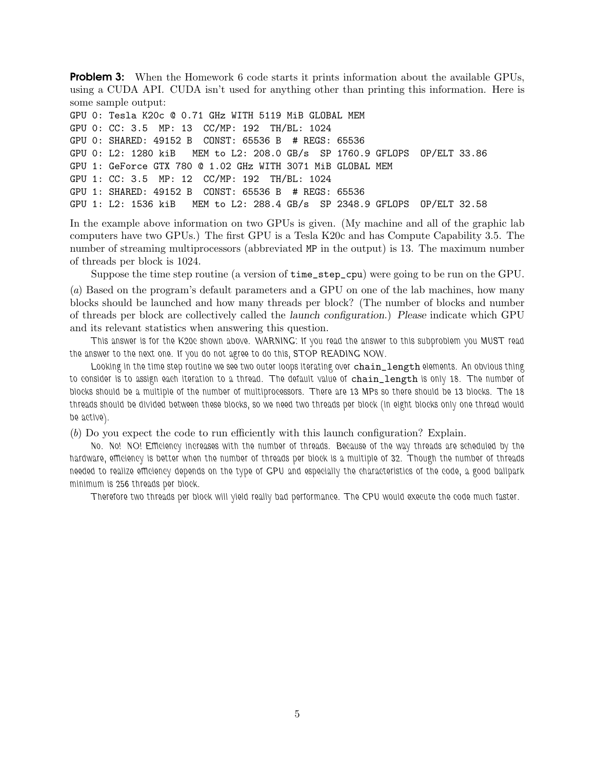**Problem 3:** When the Homework 6 code starts it prints information about the available GPUs, using a CUDA API. CUDA isn't used for anything other than printing this information. Here is some sample output:

```
GPU 0: Tesla K20c @ 0.71 GHz WITH 5119 MiB GLOBAL MEM
GPU 0: CC: 3.5  MP: 13  CC/MP: 192  TH/BL: 1024
GPU 0: SHARED: 49152 B  CONST: 65536 B  # REGS: 65536
GPU 0: L2: 1280 kiB   MEM to L2: 208.0 GB/s  SP 1760.9 GFLOPS  OP/ELT 33.86
GPU 1: GeForce GTX 780 @ 1.02 GHz WITH 3071 MiB GLOBAL MEM
GPU 1: CC: 3.5  MP: 12  CC/MP: 192  TH/BL: 1024
GPU 1: SHARED: 49152 B  CONST: 65536 B  # REGS: 65536
GPU 1: L2: 1536 kiB   MEM to L2: 288.4 GB/s  SP 2348.9 GFLOPS  OP/ELT 32.58
```

In the example above information on two GPUs is given. (My machine and all of the graphic lab computers have two GPUs.) The first GPU is a Tesla K20c and has Compute Capability 3.5. The number of streaming multiprocessors (abbreviated `MP` in the output) is 13. The maximum number of threads per block is 1024.

Suppose the time step routine (a version of `time_step_cpu`) were going to be run on the GPU.

(*a*) Based on the program's default parameters and a GPU on one of the lab machines, how many blocks should be launched and how many threads per block? (The number of blocks and number of threads per block are collectively called the *launch configuration*.) *Please* indicate which GPU and its relevant statistics when answering this question.

This answer is for the K20c shown above. WARNING: If you read the answer to this subproblem you MUST read the answer to the next one. If you do not agree to do this, STOP READING NOW.

Looking in the time step routine we see two outer loops iterating over `chain_length` elements. An obvious thing to consider is to assign each iteration to a thread. The default value of `chain_length` is only 18. The number of blocks should be a multiple of the number of multiprocessors. There are 13 MPs so there should be 13 blocks. The 18 threads should be divided between these blocks, so we need two threads per block (in eight blocks only one thread would be active).

(*b*) Do you expect the code to run efficiently with this launch configuration? Explain.

No. No! NO! Efficiency increases with the number of threads. Because of the way threads are scheduled by the hardware, efficiency is better when the number of threads per block is a multiple of 32. Though the number of threads needed to realize efficiency depends on the type of GPU and especially the characteristics of the code, a good ballpark minimum is 256 threads per block.

Therefore two threads per block will yield really bad performance. The CPU would execute the code much faster.